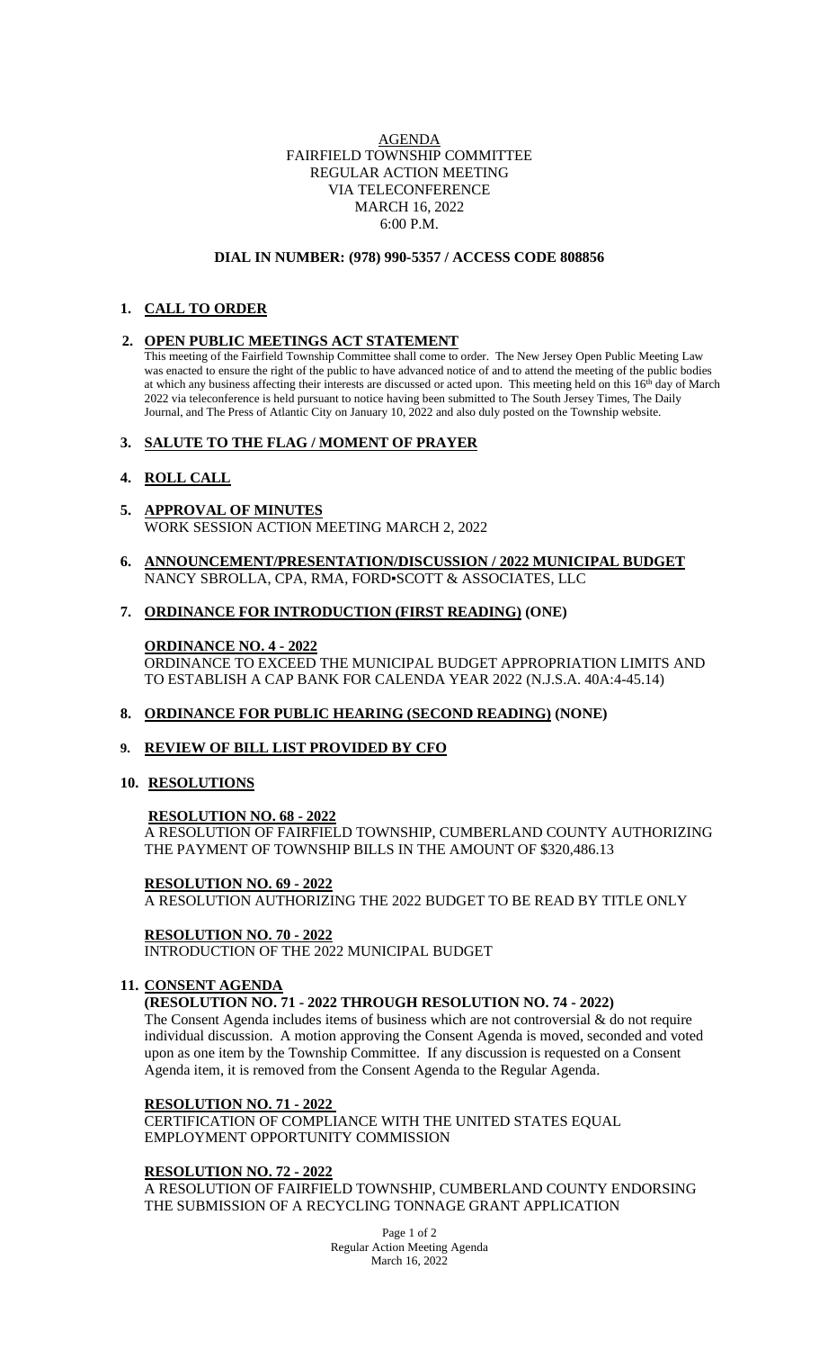AGENDA
FAIRFIELD TOWNSHIP COMMITTEE
REGULAR ACTION MEETING
VIA TELECONFERENCE
MARCH 16, 2022
6:00 P.M.

**DIAL IN NUMBER: (978) 990-5357 / ACCESS CODE 808856**

1. **CALL TO ORDER**

2. **OPEN PUBLIC MEETINGS ACT STATEMENT**
   This meeting of the Fairfield Township Committee shall come to order. The New Jersey Open Public Meeting Law was enacted to ensure the right of the public to have advanced notice of and to attend the meeting of the public bodies at which any business affecting their interests are discussed or acted upon. This meeting held on this 16th day of March 2022 via teleconference is held pursuant to notice having been submitted to The South Jersey Times, The Daily Journal, and The Press of Atlantic City on January 10, 2022 and also duly posted on the Township website.

3. **SALUTE TO THE FLAG / MOMENT OF PRAYER**

4. **ROLL CALL**

5. **APPROVAL OF MINUTES**
   WORK SESSION ACTION MEETING MARCH 2, 2022

6. **ANNOUNCEMENT/PRESENTATION/DISCUSSION / 2022 MUNICIPAL BUDGET**
   NANCY SBROLLA, CPA, RMA, FORD▪SCOTT & ASSOCIATES, LLC

7. **ORDINANCE FOR INTRODUCTION (FIRST READING) (ONE)**

   **ORDINANCE NO. 4 - 2022**
   ORDINANCE TO EXCEED THE MUNICIPAL BUDGET APPROPRIATION LIMITS AND TO ESTABLISH A CAP BANK FOR CALENDA YEAR 2022 (N.J.S.A. 40A:4-45.14)

8. **ORDINANCE FOR PUBLIC HEARING (SECOND READING) (NONE)**

9. **REVIEW OF BILL LIST PROVIDED BY CFO**

10. **RESOLUTIONS**

    **RESOLUTION NO. 68 - 2022**
    A RESOLUTION OF FAIRFIELD TOWNSHIP, CUMBERLAND COUNTY AUTHORIZING THE PAYMENT OF TOWNSHIP BILLS IN THE AMOUNT OF $320,486.13

    **RESOLUTION NO. 69 - 2022**
    A RESOLUTION AUTHORIZING THE 2022 BUDGET TO BE READ BY TITLE ONLY

    **RESOLUTION NO. 70 - 2022**
    INTRODUCTION OF THE 2022 MUNICIPAL BUDGET

11. **CONSENT AGENDA**
    **(RESOLUTION NO. 71 - 2022 THROUGH RESOLUTION NO. 74 - 2022)**
    The Consent Agenda includes items of business which are not controversial & do not require individual discussion. A motion approving the Consent Agenda is moved, seconded and voted upon as one item by the Township Committee. If any discussion is requested on a Consent Agenda item, it is removed from the Consent Agenda to the Regular Agenda.

    **RESOLUTION NO. 71 - 2022**
    CERTIFICATION OF COMPLIANCE WITH THE UNITED STATES EQUAL EMPLOYMENT OPPORTUNITY COMMISSION

    **RESOLUTION NO. 72 - 2022**
    A RESOLUTION OF FAIRFIELD TOWNSHIP, CUMBERLAND COUNTY ENDORSING THE SUBMISSION OF A RECYCLING TONNAGE GRANT APPLICATION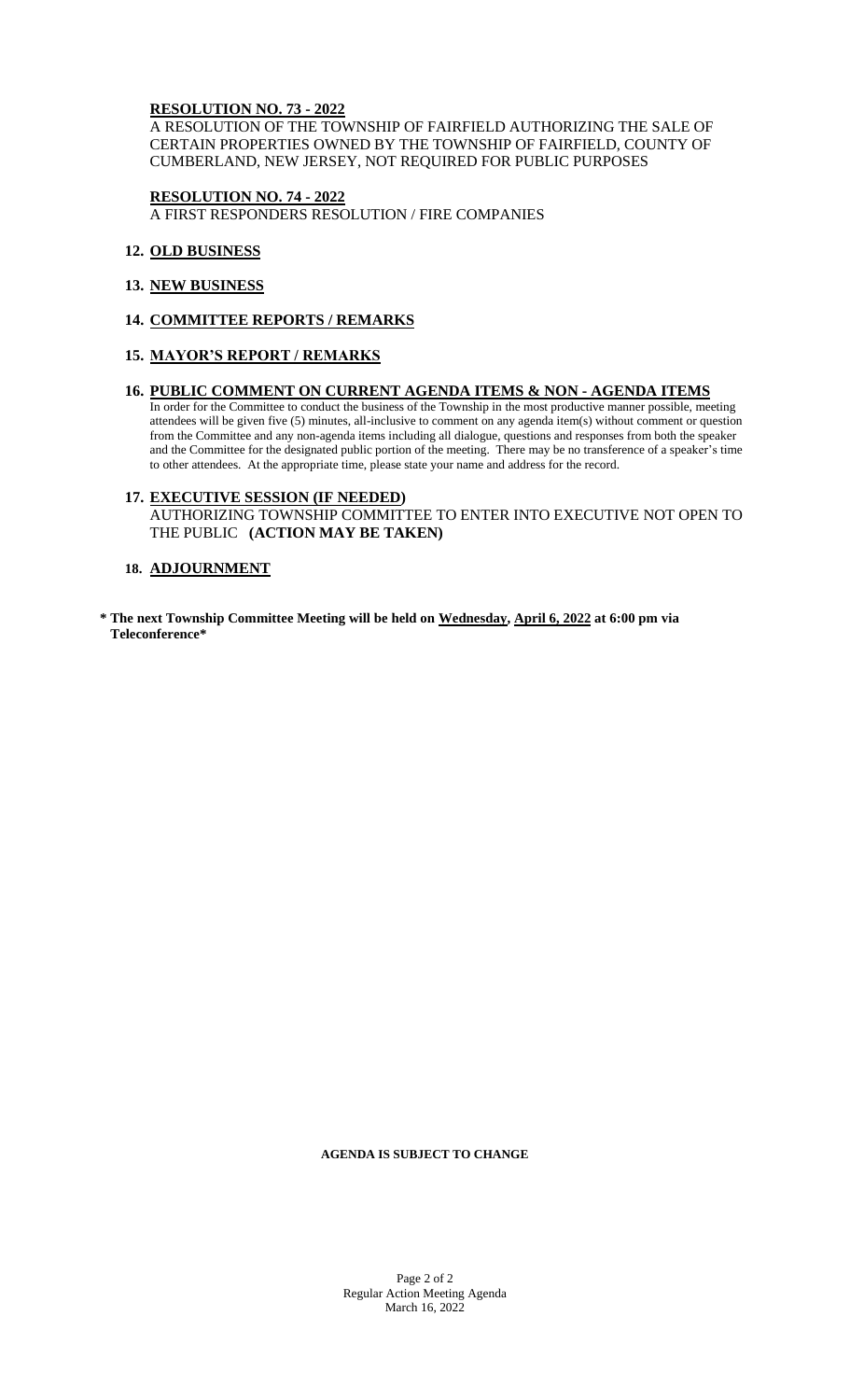**RESOLUTION NO. 73 - 2022**

A RESOLUTION OF THE TOWNSHIP OF FAIRFIELD AUTHORIZING THE SALE OF CERTAIN PROPERTIES OWNED BY THE TOWNSHIP OF FAIRFIELD, COUNTY OF CUMBERLAND, NEW JERSEY, NOT REQUIRED FOR PUBLIC PURPOSES

**RESOLUTION NO. 74 - 2022**

A FIRST RESPONDERS RESOLUTION / FIRE COMPANIES

12. **OLD BUSINESS**

13. **NEW BUSINESS**

14. **COMMITTEE REPORTS / REMARKS**

15. **MAYOR'S REPORT / REMARKS**

16. **PUBLIC COMMENT ON CURRENT AGENDA ITEMS & NON - AGENDA ITEMS**

In order for the Committee to conduct the business of the Township in the most productive manner possible, meeting attendees will be given five (5) minutes, all-inclusive to comment on any agenda item(s) without comment or question from the Committee and any non-agenda items including all dialogue, questions and responses from both the speaker and the Committee for the designated public portion of the meeting. There may be no transference of a speaker's time to other attendees. At the appropriate time, please state your name and address for the record.

17. **EXECUTIVE SESSION (IF NEEDED)**

AUTHORIZING TOWNSHIP COMMITTEE TO ENTER INTO EXECUTIVE NOT OPEN TO THE PUBLIC **(ACTION MAY BE TAKEN)**

18. **ADJOURNMENT**

**\* The next Township Committee Meeting will be held on Wednesday, April 6, 2022 at 6:00 pm via Teleconference\***

**AGENDA IS SUBJECT TO CHANGE**

Regular Action Meeting Agenda
March 16, 2022